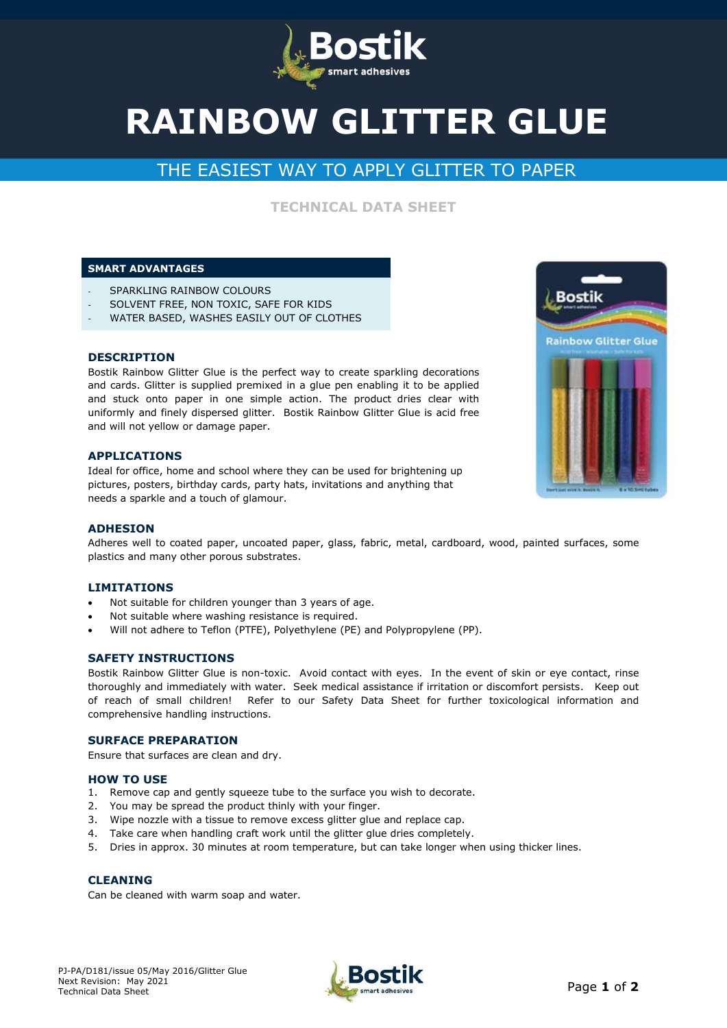# RAINBOW GLITTER GLUE

## THE EASIEST WAY TO APPLY GLITTER TO PAPER

### TECHNICAL DATA SHEET

**SMART ADVANTAGES**

- SPARKLING RAINBOW COLOURS
- SOLVENT FREE, NON TOXIC, SAFE FOR KIDS
- WATER BASED, WASHES EASILY OUT OF CLOTHES

## DESCRIPTION

Bostik Rainbow Glitter Glue is the perfect way to create sparkling decorations and cards. Glitter is supplied premixed in a glue pen enabling it to be applied and stuck onto paper in one simple action. The product dries clear with uniformly and finely dispersed glitter. Bostik Rainbow Glitter Glue is acid free and will not yellow or damage paper.

## APPLICATIONS

Ideal for office, home and school where they can be used for brightening up pictures, posters, birthday cards, party hats, invitations and anything that needs a sparkle and a touch of glamour.

## ADHESION

Adheres well to coated paper, uncoated paper, glass, fabric, metal, cardboard, wood, painted surfaces, some plastics and many other porous substrates.

## LIMITATIONS

- Not suitable for children younger than 3 years of age.
- Not suitable where washing resistance is required.
- Will not adhere to Teflon (PTFE), Polyethylene (PE) and Polypropylene (PP).

## SAFETY INSTRUCTIONS

Bostik Rainbow Glitter Glue is non-toxic. Avoid contact with eyes. In the event of skin or eye contact, rinse thoroughly and immediately with water. Seek medical assistance if irritation or discomfort persists. Keep out of reach of small children! Refer to our Safety Data Sheet for further toxicological information and comprehensive handling instructions.

## SURFACE PREPARATION

Ensure that surfaces are clean and dry.

## HOW TO USE

1. Remove cap and gently squeeze tube to the surface you wish to decorate.
2. You may be spread the product thinly with your finger.
3. Wipe nozzle with a tissue to remove excess glitter glue and replace cap.
4. Take care when handling craft work until the glitter glue dries completely.
5. Dries in approx. 30 minutes at room temperature, but can take longer when using thicker lines.

## CLEANING

Can be cleaned with warm soap and water.

PJ-PA/D181/issue 05/May 2016/Glitter Glue
Next Revision: May 2021
Technical Data Sheet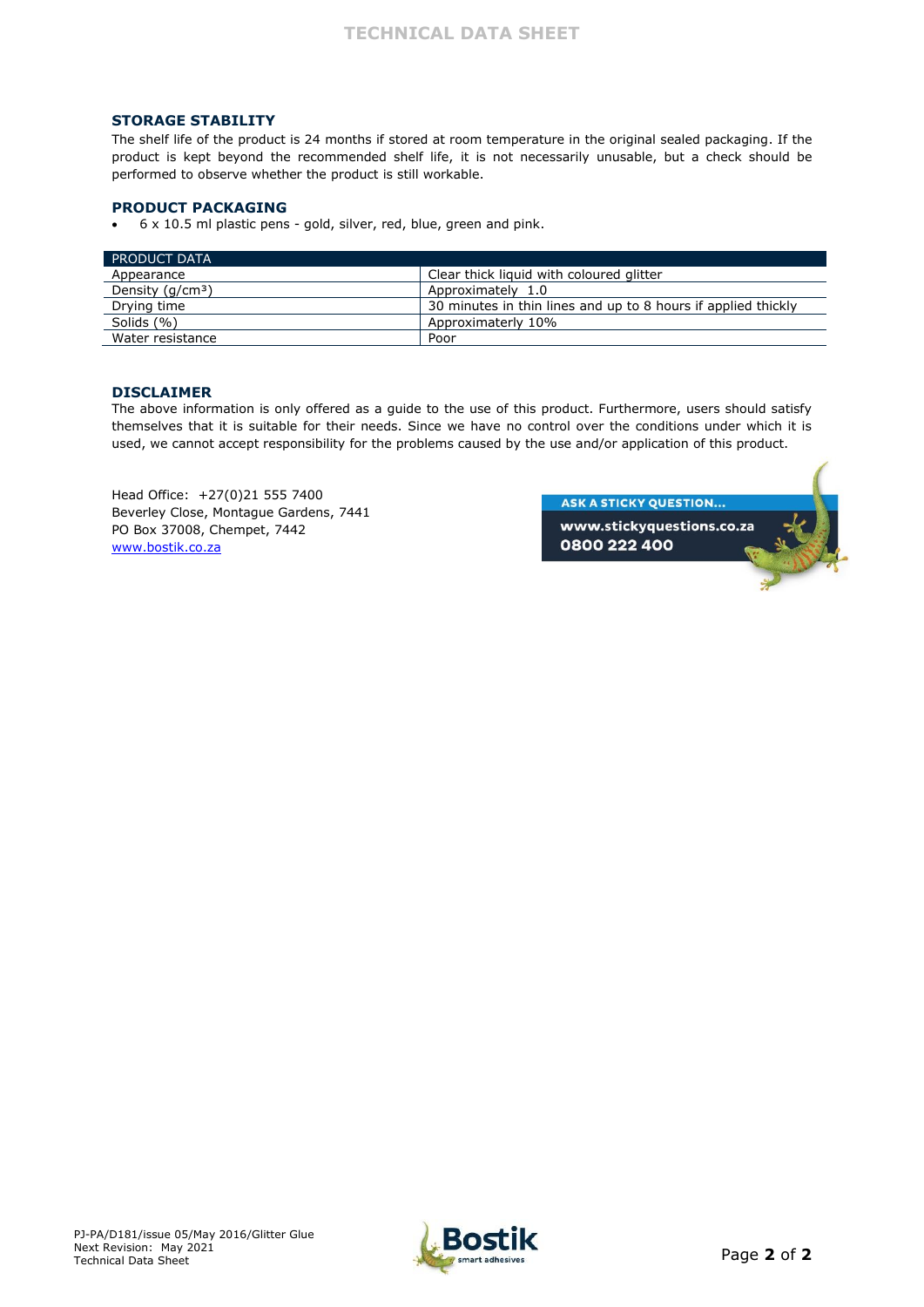## STORAGE STABILITY

The shelf life of the product is 24 months if stored at room temperature in the original sealed packaging. If the product is kept beyond the recommended shelf life, it is not necessarily unusable, but a check should be performed to observe whether the product is still workable.

## PRODUCT PACKAGING

- 6 x 10.5 ml plastic pens - gold, silver, red, blue, green and pink.

| PRODUCT DATA | |
|---|---|
| Appearance | Clear thick liquid with coloured glitter |
| Density (g/cm³) | Approximately 1.0 |
| Drying time | 30 minutes in thin lines and up to 8 hours if applied thickly |
| Solids (%) | Approximaterly 10% |
| Water resistance | Poor |

## DISCLAIMER

The above information is only offered as a guide to the use of this product. Furthermore, users should satisfy themselves that it is suitable for their needs. Since we have no control over the conditions under which it is used, we cannot accept responsibility for the problems caused by the use and/or application of this product.

Head Office: +27(0)21 555 7400
Beverley Close, Montague Gardens, 7441
PO Box 37008, Chempet, 7442
www.bostik.co.za

ASK A STICKY QUESTION...
www.stickyquestions.co.za
0800 222 400

PJ-PA/D181/issue 05/May 2016/Glitter Glue
Next Revision: May 2021
Technical Data Sheet